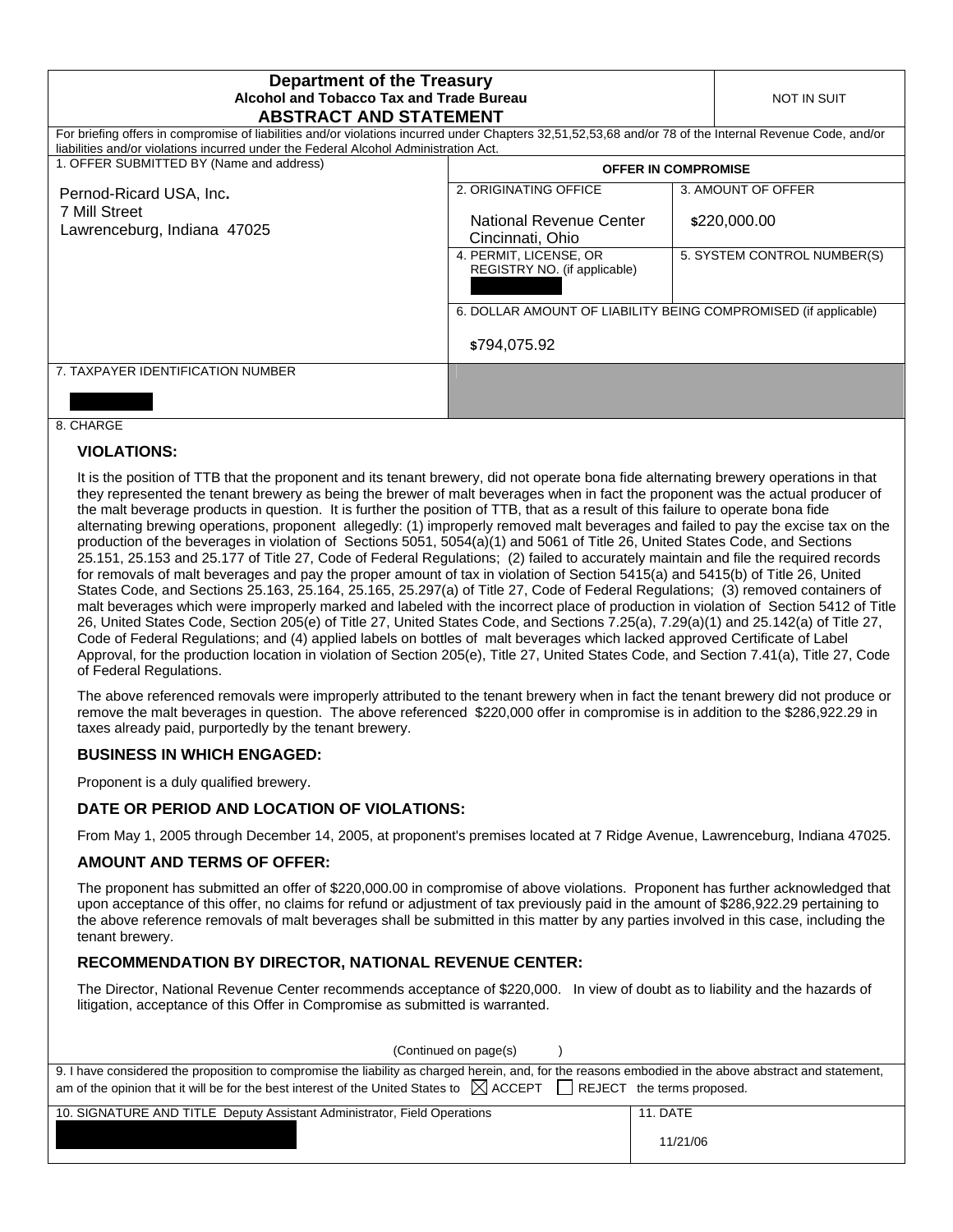# Department of the Treasury
**Alcohol and Tobacco Tax and Trade Bureau**
## ABSTRACT AND STATEMENT

NOT IN SUIT

For briefing offers in compromise of liabilities and/or violations incurred under Chapters 32,51,52,53,68 and/or 78 of the Internal Revenue Code, and/or liabilities and/or violations incurred under the Federal Alcohol Administration Act.

| 1. OFFER SUBMITTED BY (Name and address) | OFFER IN COMPROMISE | |
|---|---|---|
| Pernod-Ricard USA, Inc.<br>7 Mill Street<br>Lawrenceburg, Indiana 47025 | 2. ORIGINATING OFFICE<br>National Revenue Center<br>Cincinnati, Ohio | 3. AMOUNT OF OFFER<br>$220,000.00 |
| | 4. PERMIT, LICENSE, OR REGISTRY NO. (if applicable) | 5. SYSTEM CONTROL NUMBER(S) |
| | 6. DOLLAR AMOUNT OF LIABILITY BEING COMPROMISED (if applicable)<br>$794,075.92 | |
| 7. TAXPAYER IDENTIFICATION NUMBER | | |

8. CHARGE

### VIOLATIONS:

It is the position of TTB that the proponent and its tenant brewery, did not operate bona fide alternating brewery operations in that they represented the tenant brewery as being the brewer of malt beverages when in fact the proponent was the actual producer of the malt beverage products in question. It is further the position of TTB, that as a result of this failure to operate bona fide alternating brewing operations, proponent allegedly: (1) improperly removed malt beverages and failed to pay the excise tax on the production of the beverages in violation of Sections 5051, 5054(a)(1) and 5061 of Title 26, United States Code, and Sections 25.151, 25.153 and 25.177 of Title 27, Code of Federal Regulations; (2) failed to accurately maintain and file the required records for removals of malt beverages and pay the proper amount of tax in violation of Section 5415(a) and 5415(b) of Title 26, United States Code, and Sections 25.163, 25.164, 25.165, 25.297(a) of Title 27, Code of Federal Regulations; (3) removed containers of malt beverages which were improperly marked and labeled with the incorrect place of production in violation of Section 5412 of Title 26, United States Code, Section 205(e) of Title 27, United States Code, and Sections 7.25(a), 7.29(a)(1) and 25.142(a) of Title 27, Code of Federal Regulations; and (4) applied labels on bottles of malt beverages which lacked approved Certificate of Label Approval, for the production location in violation of Section 205(e), Title 27, United States Code, and Section 7.41(a), Title 27, Code of Federal Regulations.

The above referenced removals were improperly attributed to the tenant brewery when in fact the tenant brewery did not produce or remove the malt beverages in question. The above referenced $220,000 offer in compromise is in addition to the $286,922.29 in taxes already paid, purportedly by the tenant brewery.

### BUSINESS IN WHICH ENGAGED:

Proponent is a duly qualified brewery.

### DATE OR PERIOD AND LOCATION OF VIOLATIONS:

From May 1, 2005 through December 14, 2005, at proponent's premises located at 7 Ridge Avenue, Lawrenceburg, Indiana 47025.

### AMOUNT AND TERMS OF OFFER:

The proponent has submitted an offer of $220,000.00 in compromise of above violations. Proponent has further acknowledged that upon acceptance of this offer, no claims for refund or adjustment of tax previously paid in the amount of $286,922.29 pertaining to the above reference removals of malt beverages shall be submitted in this matter by any parties involved in this case, including the tenant brewery.

### RECOMMENDATION BY DIRECTOR, NATIONAL REVENUE CENTER:

The Director, National Revenue Center recommends acceptance of $220,000. In view of doubt as to liability and the hazards of litigation, acceptance of this Offer in Compromise as submitted is warranted.

(Continued on page(s) )

9. I have considered the proposition to compromise the liability as charged herein, and, for the reasons embodied in the above abstract and statement, am of the opinion that it will be for the best interest of the United States to ☒ ACCEPT ☐ REJECT the terms proposed.

| 10. SIGNATURE AND TITLE Deputy Assistant Administrator, Field Operations | 11. DATE |
|---|---|
| | 11/21/06 |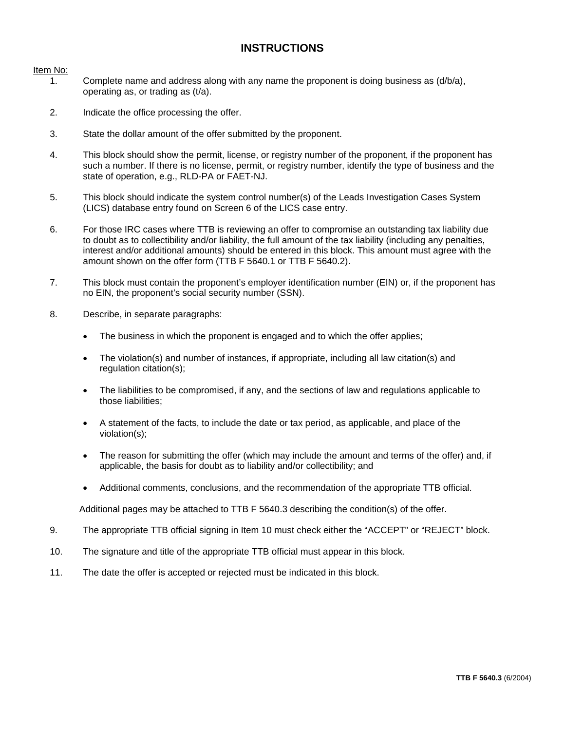# INSTRUCTIONS

Item No:

1. Complete name and address along with any name the proponent is doing business as (d/b/a), operating as, or trading as (t/a).

2. Indicate the office processing the offer.

3. State the dollar amount of the offer submitted by the proponent.

4. This block should show the permit, license, or registry number of the proponent, if the proponent has such a number. If there is no license, permit, or registry number, identify the type of business and the state of operation, e.g., RLD-PA or FAET-NJ.

5. This block should indicate the system control number(s) of the Leads Investigation Cases System (LICS) database entry found on Screen 6 of the LICS case entry.

6. For those IRC cases where TTB is reviewing an offer to compromise an outstanding tax liability due to doubt as to collectibility and/or liability, the full amount of the tax liability (including any penalties, interest and/or additional amounts) should be entered in this block. This amount must agree with the amount shown on the offer form (TTB F 5640.1 or TTB F 5640.2).

7. This block must contain the proponent's employer identification number (EIN) or, if the proponent has no EIN, the proponent's social security number (SSN).

8. Describe, in separate paragraphs:

   - The business in which the proponent is engaged and to which the offer applies;
   - The violation(s) and number of instances, if appropriate, including all law citation(s) and regulation citation(s);
   - The liabilities to be compromised, if any, and the sections of law and regulations applicable to those liabilities;
   - A statement of the facts, to include the date or tax period, as applicable, and place of the violation(s);
   - The reason for submitting the offer (which may include the amount and terms of the offer) and, if applicable, the basis for doubt as to liability and/or collectibility; and
   - Additional comments, conclusions, and the recommendation of the appropriate TTB official.

   Additional pages may be attached to TTB F 5640.3 describing the condition(s) of the offer.

9. The appropriate TTB official signing in Item 10 must check either the "ACCEPT" or "REJECT" block.

10. The signature and title of the appropriate TTB official must appear in this block.

11. The date the offer is accepted or rejected must be indicated in this block.

**TTB F 5640.3** (6/2004)